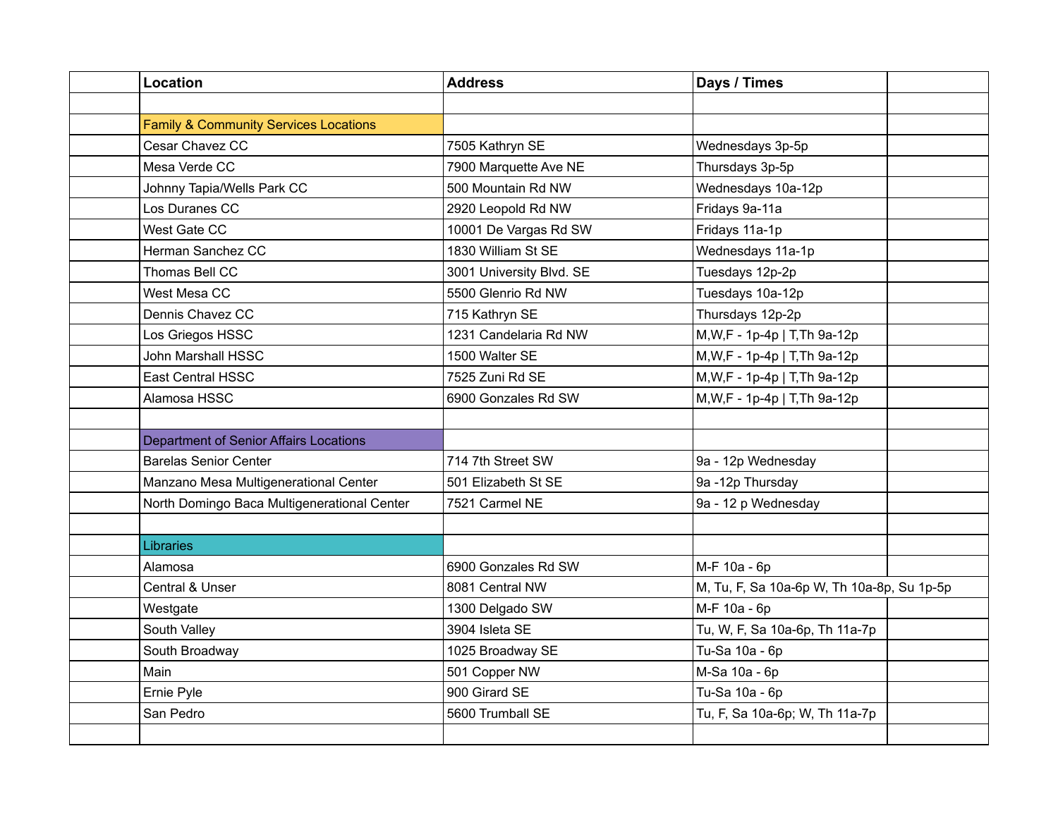| Location | Address | Days / Times |
|---|---|---|
| | | |
| Family & Community Services Locations | | |
| Cesar Chavez CC | 7505 Kathryn SE | Wednesdays 3p-5p |
| Mesa Verde CC | 7900 Marquette Ave NE | Thursdays 3p-5p |
| Johnny Tapia/Wells Park CC | 500 Mountain Rd NW | Wednesdays 10a-12p |
| Los Duranes CC | 2920 Leopold Rd NW | Fridays 9a-11a |
| West Gate CC | 10001 De Vargas Rd SW | Fridays 11a-1p |
| Herman Sanchez CC | 1830 William St SE | Wednesdays 11a-1p |
| Thomas Bell CC | 3001 University Blvd. SE | Tuesdays 12p-2p |
| West Mesa CC | 5500 Glenrio Rd NW | Tuesdays 10a-12p |
| Dennis Chavez CC | 715 Kathryn SE | Thursdays 12p-2p |
| Los Griegos HSSC | 1231 Candelaria Rd NW | M,W,F - 1p-4p \| T,Th 9a-12p |
| John Marshall HSSC | 1500 Walter SE | M,W,F - 1p-4p \| T,Th 9a-12p |
| East Central HSSC | 7525 Zuni Rd SE | M,W,F - 1p-4p \| T,Th 9a-12p |
| Alamosa HSSC | 6900 Gonzales Rd SW | M,W,F - 1p-4p \| T,Th 9a-12p |
| | | |
| Department of Senior Affairs Locations | | |
| Barelas Senior Center | 714 7th Street SW | 9a - 12p Wednesday |
| Manzano Mesa Multigenerational Center | 501 Elizabeth St SE | 9a -12p Thursday |
| North Domingo Baca Multigenerational Center | 7521 Carmel NE | 9a - 12 p Wednesday |
| | | |
| Libraries | | |
| Alamosa | 6900 Gonzales Rd SW | M-F 10a - 6p |
| Central & Unser | 8081 Central NW | M, Tu, F, Sa 10a-6p W, Th 10a-8p, Su 1p-5p |
| Westgate | 1300 Delgado SW | M-F 10a - 6p |
| South Valley | 3904 Isleta SE | Tu, W, F, Sa 10a-6p, Th 11a-7p |
| South Broadway | 1025 Broadway SE | Tu-Sa 10a - 6p |
| Main | 501 Copper NW | M-Sa 10a - 6p |
| Ernie Pyle | 900 Girard SE | Tu-Sa 10a - 6p |
| San Pedro | 5600 Trumball SE | Tu, F, Sa 10a-6p; W, Th 11a-7p |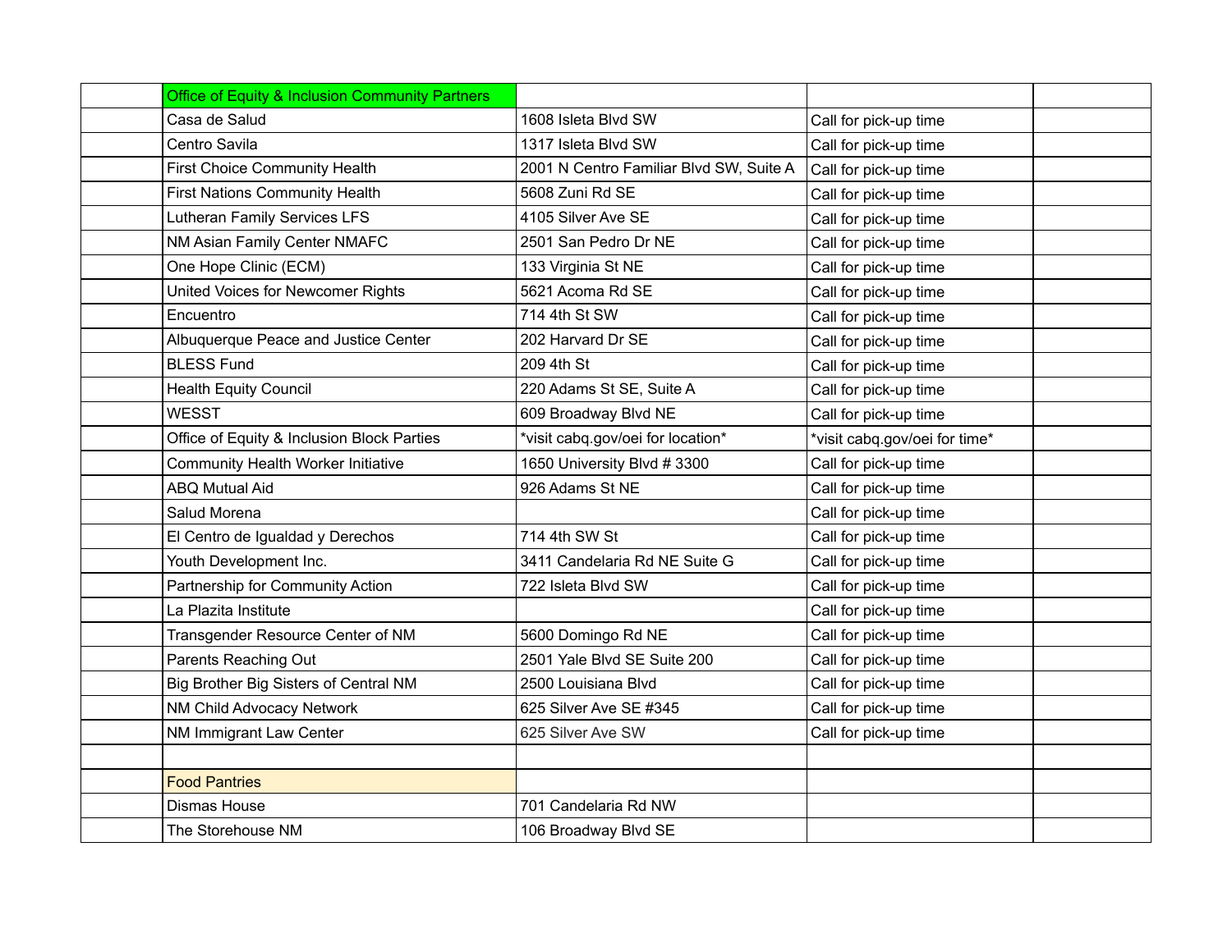| | | | | |
|---|---|---|---|---|
| | Office of Equity & Inclusion Community Partners | | | |
| | Casa de Salud | 1608 Isleta Blvd SW | Call for pick-up time | |
| | Centro Savila | 1317 Isleta Blvd SW | Call for pick-up time | |
| | First Choice Community Health | 2001 N Centro Familiar Blvd SW, Suite A | Call for pick-up time | |
| | First Nations Community Health | 5608 Zuni Rd SE | Call for pick-up time | |
| | Lutheran Family Services LFS | 4105 Silver Ave SE | Call for pick-up time | |
| | NM Asian Family Center NMAFC | 2501 San Pedro Dr NE | Call for pick-up time | |
| | One Hope Clinic (ECM) | 133 Virginia St NE | Call for pick-up time | |
| | United Voices for Newcomer Rights | 5621 Acoma Rd SE | Call for pick-up time | |
| | Encuentro | 714 4th St SW | Call for pick-up time | |
| | Albuquerque Peace and Justice Center | 202 Harvard Dr SE | Call for pick-up time | |
| | BLESS Fund | 209 4th St | Call for pick-up time | |
| | Health Equity Council | 220 Adams St SE, Suite A | Call for pick-up time | |
| | WESST | 609 Broadway Blvd NE | Call for pick-up time | |
| | Office of Equity & Inclusion Block Parties | *visit cabq.gov/oei for location* | *visit cabq.gov/oei for time* | |
| | Community Health Worker Initiative | 1650 University Blvd # 3300 | Call for pick-up time | |
| | ABQ Mutual Aid | 926 Adams St NE | Call for pick-up time | |
| | Salud Morena | | Call for pick-up time | |
| | El Centro de Igualdad y Derechos | 714 4th SW St | Call for pick-up time | |
| | Youth Development Inc. | 3411 Candelaria Rd NE Suite G | Call for pick-up time | |
| | Partnership for Community Action | 722 Isleta Blvd SW | Call for pick-up time | |
| | La Plazita Institute | | Call for pick-up time | |
| | Transgender Resource Center of NM | 5600 Domingo Rd NE | Call for pick-up time | |
| | Parents Reaching Out | 2501 Yale Blvd SE Suite 200 | Call for pick-up time | |
| | Big Brother Big Sisters of Central NM | 2500 Louisiana Blvd | Call for pick-up time | |
| | NM Child Advocacy Network | 625 Silver Ave SE #345 | Call for pick-up time | |
| | NM Immigrant Law Center | 625 Silver Ave SW | Call for pick-up time | |
| | | | | |
| | Food Pantries | | | |
| | Dismas House | 701 Candelaria Rd NW | | |
| | The Storehouse NM | 106 Broadway Blvd SE | | |